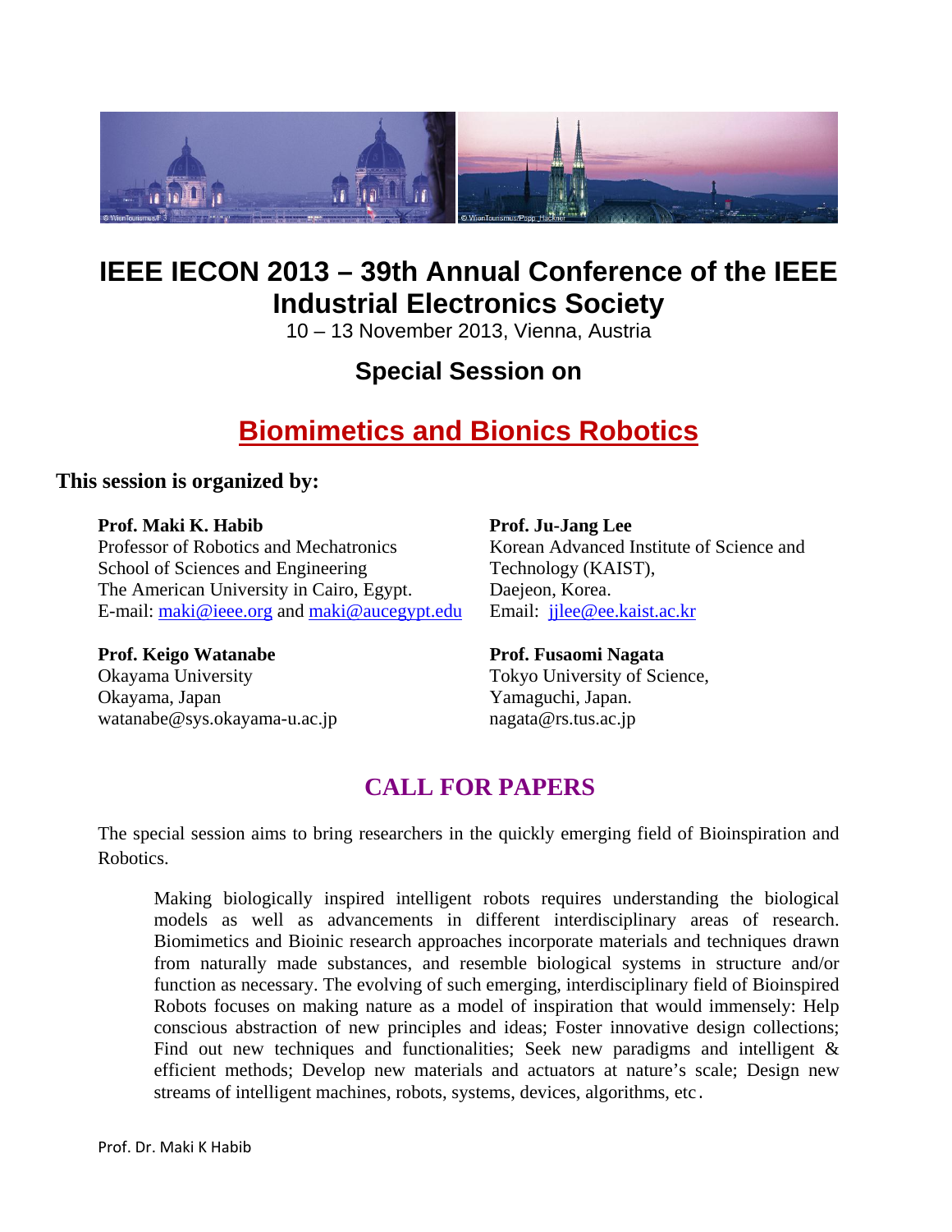# IEEE IECON 2013 – 39th Annual Conference of the IEEE Industrial Electronics Society

10 – 13 November 2013, Vienna, Austria

## Special Session on

## Biomimetics and Bionics Robotics

**This session is organized by:**

**Prof. Maki K. Habib**
Professor of Robotics and Mechatronics
School of Sciences and Engineering
The American University in Cairo, Egypt.
E-mail: maki@ieee.org and maki@aucegypt.edu

**Prof. Ju-Jang Lee**
Korean Advanced Institute of Science and Technology (KAIST),
Daejeon, Korea.
Email: jjlee@ee.kaist.ac.kr

**Prof. Keigo Watanabe**
Okayama University
Okayama, Japan
watanabe@sys.okayama-u.ac.jp

**Prof. Fusaomi Nagata**
Tokyo University of Science,
Yamaguchi, Japan.
nagata@rs.tus.ac.jp

## CALL FOR PAPERS

The special session aims to bring researchers in the quickly emerging field of Bioinspiration and Robotics.

> Making biologically inspired intelligent robots requires understanding the biological models as well as advancements in different interdisciplinary areas of research. Biomimetics and Bioinic research approaches incorporate materials and techniques drawn from naturally made substances, and resemble biological systems in structure and/or function as necessary. The evolving of such emerging, interdisciplinary field of Bioinspired Robots focuses on making nature as a model of inspiration that would immensely: Help conscious abstraction of new principles and ideas; Foster innovative design collections; Find out new techniques and functionalities; Seek new paradigms and intelligent & efficient methods; Develop new materials and actuators at nature's scale; Design new streams of intelligent machines, robots, systems, devices, algorithms, etc.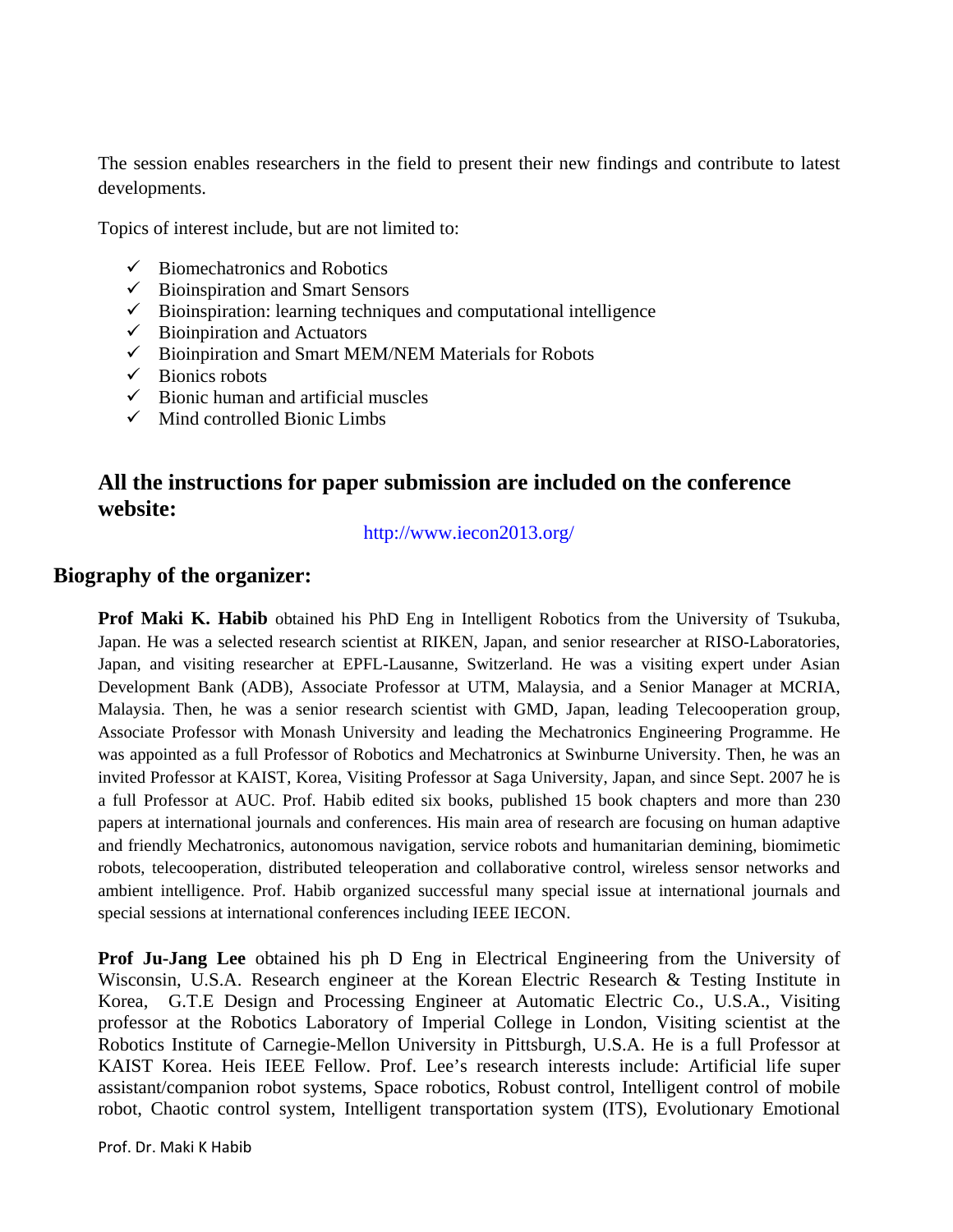The session enables researchers in the field to present their new findings and contribute to latest developments.

Topics of interest include, but are not limited to:

- ✓ Biomechatronics and Robotics
- ✓ Bioinspiration and Smart Sensors
- ✓ Bioinspiration: learning techniques and computational intelligence
- ✓ Bioinpiration and Actuators
- ✓ Bioinpiration and Smart MEM/NEM Materials for Robots
- ✓ Bionics robots
- ✓ Bionic human and artificial muscles
- ✓ Mind controlled Bionic Limbs

## All the instructions for paper submission are included on the conference website:

http://www.iecon2013.org/

## Biography of the organizer:

**Prof Maki K. Habib** obtained his PhD Eng in Intelligent Robotics from the University of Tsukuba, Japan. He was a selected research scientist at RIKEN, Japan, and senior researcher at RISO-Laboratories, Japan, and visiting researcher at EPFL-Lausanne, Switzerland. He was a visiting expert under Asian Development Bank (ADB), Associate Professor at UTM, Malaysia, and a Senior Manager at MCRIA, Malaysia. Then, he was a senior research scientist with GMD, Japan, leading Telecooperation group, Associate Professor with Monash University and leading the Mechatronics Engineering Programme. He was appointed as a full Professor of Robotics and Mechatronics at Swinburne University. Then, he was an invited Professor at KAIST, Korea, Visiting Professor at Saga University, Japan, and since Sept. 2007 he is a full Professor at AUC. Prof. Habib edited six books, published 15 book chapters and more than 230 papers at international journals and conferences. His main area of research are focusing on human adaptive and friendly Mechatronics, autonomous navigation, service robots and humanitarian demining, biomimetic robots, telecooperation, distributed teleoperation and collaborative control, wireless sensor networks and ambient intelligence. Prof. Habib organized successful many special issue at international journals and special sessions at international conferences including IEEE IECON.

**Prof Ju-Jang Lee** obtained his ph D Eng in Electrical Engineering from the University of Wisconsin, U.S.A. Research engineer at the Korean Electric Research & Testing Institute in Korea, G.T.E Design and Processing Engineer at Automatic Electric Co., U.S.A., Visiting professor at the Robotics Laboratory of Imperial College in London, Visiting scientist at the Robotics Institute of Carnegie-Mellon University in Pittsburgh, U.S.A. He is a full Professor at KAIST Korea. Heis IEEE Fellow. Prof. Lee's research interests include: Artificial life super assistant/companion robot systems, Space robotics, Robust control, Intelligent control of mobile robot, Chaotic control system, Intelligent transportation system (ITS), Evolutionary Emotional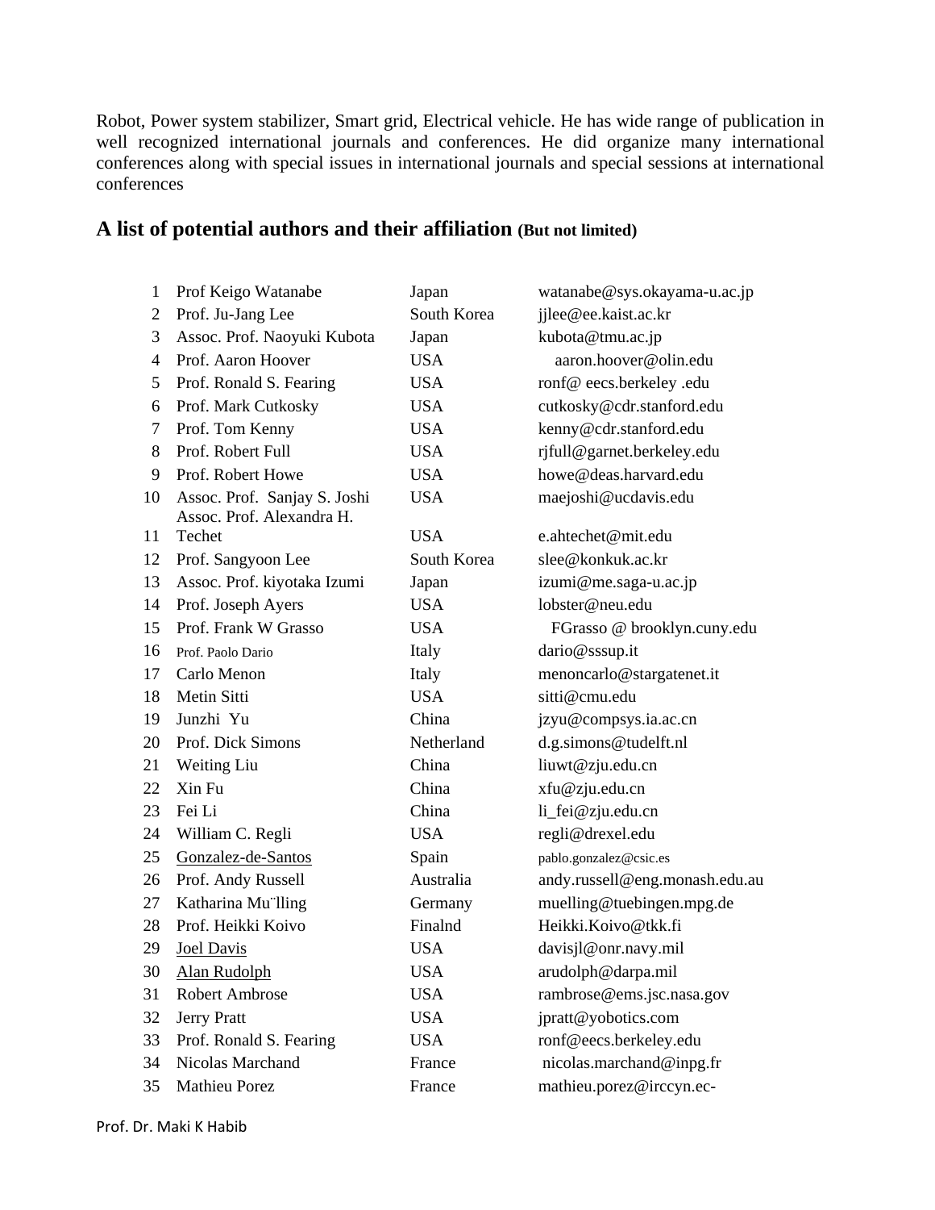Robot, Power system stabilizer, Smart grid, Electrical vehicle. He has wide range of publication in well recognized international journals and conferences. He did organize many international conferences along with special issues in international journals and special sessions at international conferences

## A list of potential authors and their affiliation (But not limited)

| | | | |
|---|---|---|---|
| 1 | Prof Keigo Watanabe | Japan | watanabe@sys.okayama-u.ac.jp |
| 2 | Prof. Ju-Jang Lee | South Korea | jjlee@ee.kaist.ac.kr |
| 3 | Assoc. Prof. Naoyuki Kubota | Japan | kubota@tmu.ac.jp |
| 4 | Prof. Aaron Hoover | USA | aaron.hoover@olin.edu |
| 5 | Prof. Ronald S. Fearing | USA | ronf@ eecs.berkeley .edu |
| 6 | Prof. Mark Cutkosky | USA | cutkosky@cdr.stanford.edu |
| 7 | Prof. Tom Kenny | USA | kenny@cdr.stanford.edu |
| 8 | Prof. Robert Full | USA | rjfull@garnet.berkeley.edu |
| 9 | Prof. Robert Howe | USA | howe@deas.harvard.edu |
| 10 | Assoc. Prof. Sanjay S. Joshi | USA | maejoshi@ucdavis.edu |
| 11 | Assoc. Prof. Alexandra H. Techet | USA | e.ahtechet@mit.edu |
| 12 | Prof. Sangyoon Lee | South Korea | slee@konkuk.ac.kr |
| 13 | Assoc. Prof. kiyotaka Izumi | Japan | izumi@me.saga-u.ac.jp |
| 14 | Prof. Joseph Ayers | USA | lobster@neu.edu |
| 15 | Prof. Frank W Grasso | USA | FGrasso @ brooklyn.cuny.edu |
| 16 | Prof. Paolo Dario | Italy | dario@sssup.it |
| 17 | Carlo Menon | Italy | menoncarlo@stargatenet.it |
| 18 | Metin Sitti | USA | sitti@cmu.edu |
| 19 | Junzhi Yu | China | jzyu@compsys.ia.ac.cn |
| 20 | Prof. Dick Simons | Netherland | d.g.simons@tudelft.nl |
| 21 | Weiting Liu | China | liuwt@zju.edu.cn |
| 22 | Xin Fu | China | xfu@zju.edu.cn |
| 23 | Fei Li | China | li_fei@zju.edu.cn |
| 24 | William C. Regli | USA | regli@drexel.edu |
| 25 | Gonzalez-de-Santos | Spain | pablo.gonzalez@csic.es |
| 26 | Prof. Andy Russell | Australia | andy.russell@eng.monash.edu.au |
| 27 | Katharina Mu¨lling | Germany | muelling@tuebingen.mpg.de |
| 28 | Prof. Heikki Koivo | Finalnd | Heikki.Koivo@tkk.fi |
| 29 | Joel Davis | USA | davisjl@onr.navy.mil |
| 30 | Alan Rudolph | USA | arudolph@darpa.mil |
| 31 | Robert Ambrose | USA | rambrose@ems.jsc.nasa.gov |
| 32 | Jerry Pratt | USA | jpratt@yobotics.com |
| 33 | Prof. Ronald S. Fearing | USA | ronf@eecs.berkeley.edu |
| 34 | Nicolas Marchand | France | nicolas.marchand@inpg.fr |
| 35 | Mathieu Porez | France | mathieu.porez@irccyn.ec- |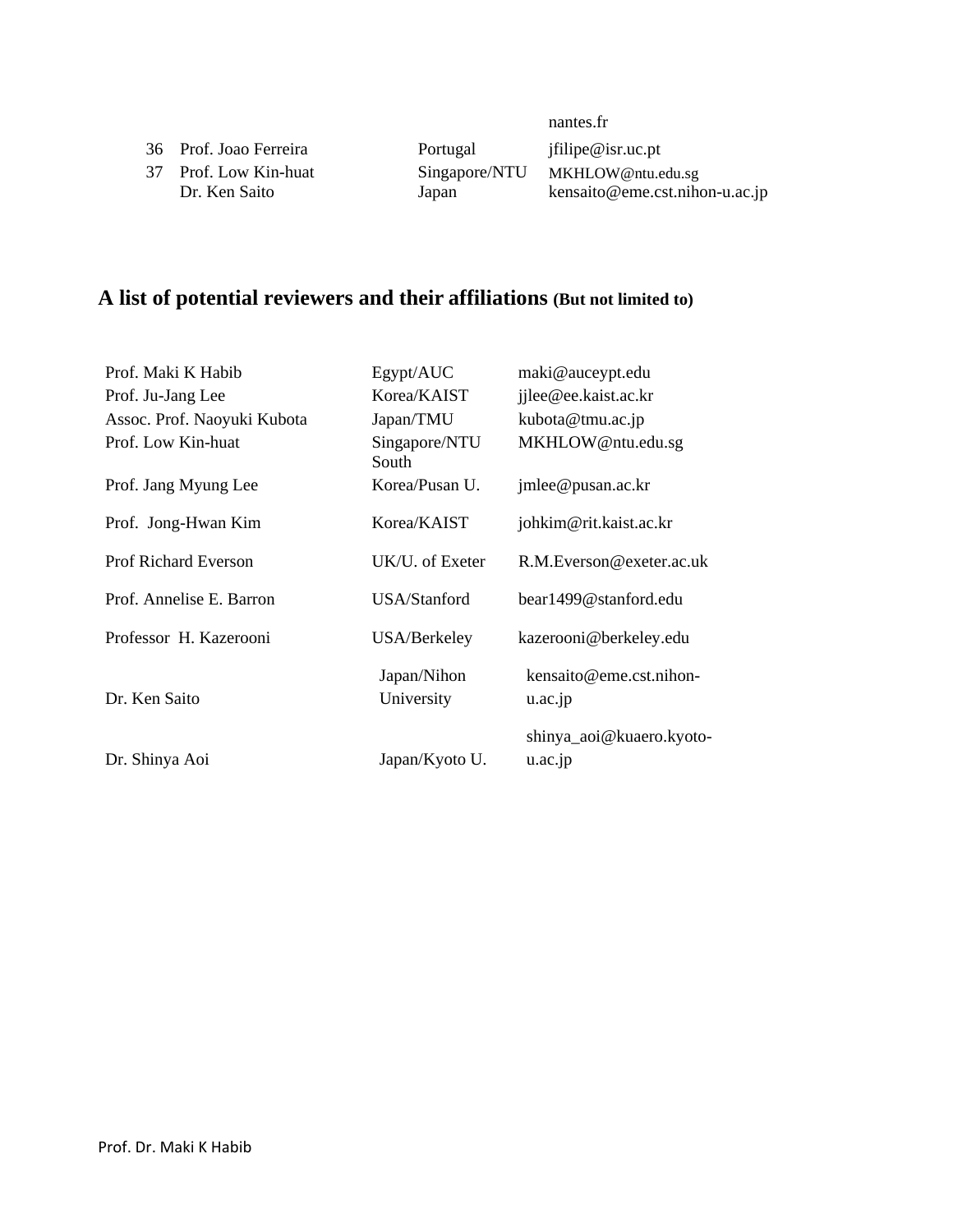| | | | |
|---|---|---|---|
| | | | nantes.fr |
| 36 | Prof. Joao Ferreira | Portugal | jfilipe@isr.uc.pt |
| 37 | Prof. Low Kin-huat | Singapore/NTU | MKHLOW@ntu.edu.sg |
| | Dr. Ken Saito | Japan | kensaito@eme.cst.nihon-u.ac.jp |

## A list of potential reviewers and their affiliations (But not limited to)

| | | |
|---|---|---|
| Prof. Maki K Habib | Egypt/AUC | maki@auceypt.edu |
| Prof. Ju-Jang Lee | Korea/KAIST | jjlee@ee.kaist.ac.kr |
| Assoc. Prof. Naoyuki Kubota | Japan/TMU | kubota@tmu.ac.jp |
| Prof. Low Kin-huat | Singapore/NTU | MKHLOW@ntu.edu.sg |
| Prof. Jang Myung Lee | South Korea/Pusan U. | jmlee@pusan.ac.kr |
| Prof. Jong-Hwan Kim | Korea/KAIST | johkim@rit.kaist.ac.kr |
| Prof Richard Everson | UK/U. of Exeter | R.M.Everson@exeter.ac.uk |
| Prof. Annelise E. Barron | USA/Stanford | bear1499@stanford.edu |
| Professor H. Kazerooni | USA/Berkeley | kazerooni@berkeley.edu |
| Dr. Ken Saito | Japan/Nihon University | kensaito@eme.cst.nihon-u.ac.jp |
| Dr. Shinya Aoi | Japan/Kyoto U. | shinya_aoi@kuaero.kyoto-u.ac.jp |